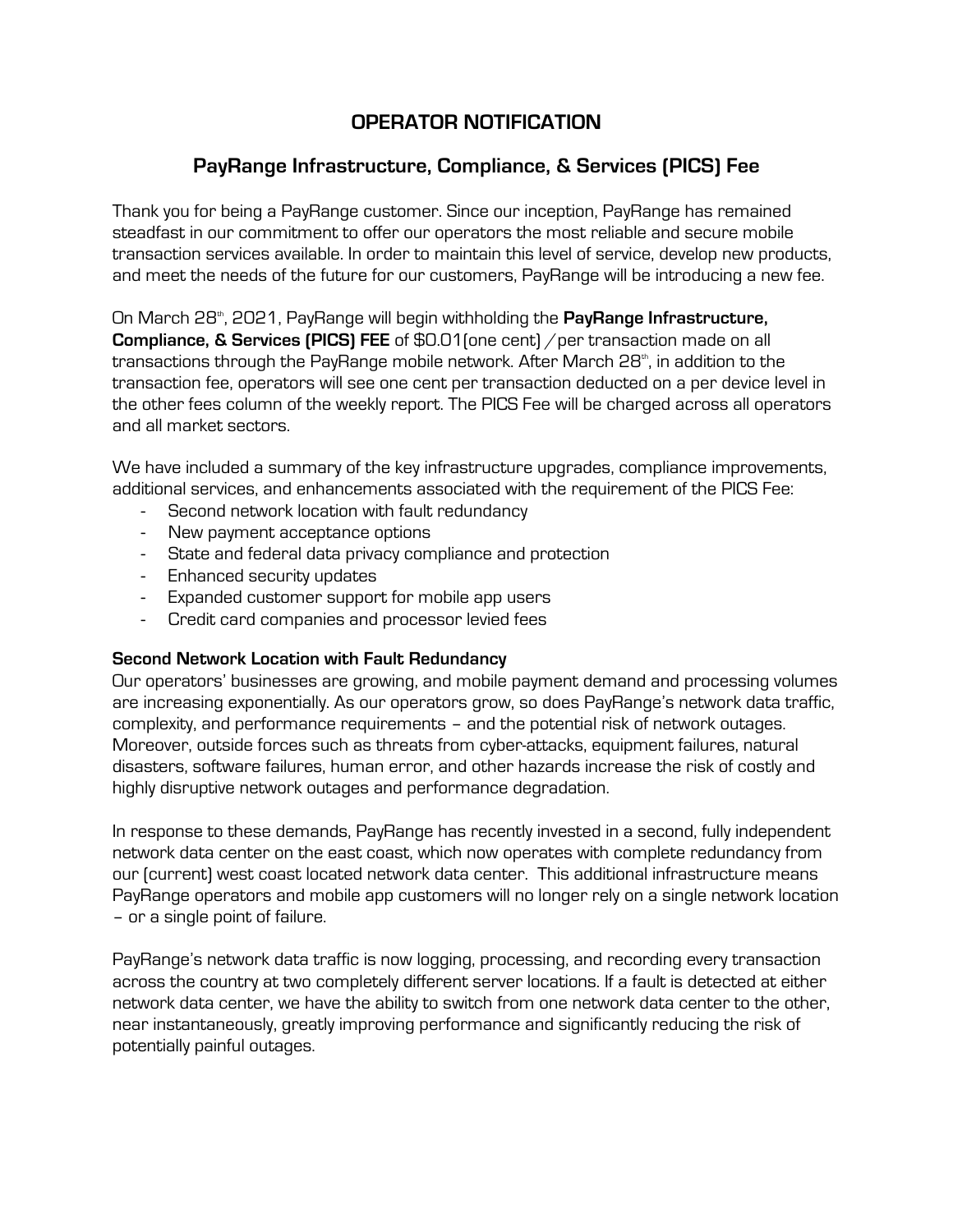# OPERATOR NOTIFICATION

## PayRange Infrastructure, Compliance, & Services (PICS) Fee

Thank you for being a PayRange customer. Since our inception, PayRange has remained steadfast in our commitment to offer our operators the most reliable and secure mobile transaction services available. In order to maintain this level of service, develop new products, and meet the needs of the future for our customers, PayRange will be introducing a new fee.

On March 28th, 2021, PayRange will begin withholding the **PayRange Infrastructure, Compliance, & Services (PICS) FEE** of $0.01(one cent) / per transaction made on all transactions through the PayRange mobile network. After March 28th, in addition to the transaction fee, operators will see one cent per transaction deducted on a per device level in the other fees column of the weekly report. The PICS Fee will be charged across all operators and all market sectors.

We have included a summary of the key infrastructure upgrades, compliance improvements, additional services, and enhancements associated with the requirement of the PICS Fee:

- Second network location with fault redundancy
- New payment acceptance options
- State and federal data privacy compliance and protection
- Enhanced security updates
- Expanded customer support for mobile app users
- Credit card companies and processor levied fees

**Second Network Location with Fault Redundancy**

Our operators' businesses are growing, and mobile payment demand and processing volumes are increasing exponentially. As our operators grow, so does PayRange's network data traffic, complexity, and performance requirements – and the potential risk of network outages. Moreover, outside forces such as threats from cyber-attacks, equipment failures, natural disasters, software failures, human error, and other hazards increase the risk of costly and highly disruptive network outages and performance degradation.

In response to these demands, PayRange has recently invested in a second, fully independent network data center on the east coast, which now operates with complete redundancy from our (current) west coast located network data center. This additional infrastructure means PayRange operators and mobile app customers will no longer rely on a single network location – or a single point of failure.

PayRange's network data traffic is now logging, processing, and recording every transaction across the country at two completely different server locations. If a fault is detected at either network data center, we have the ability to switch from one network data center to the other, near instantaneously, greatly improving performance and significantly reducing the risk of potentially painful outages.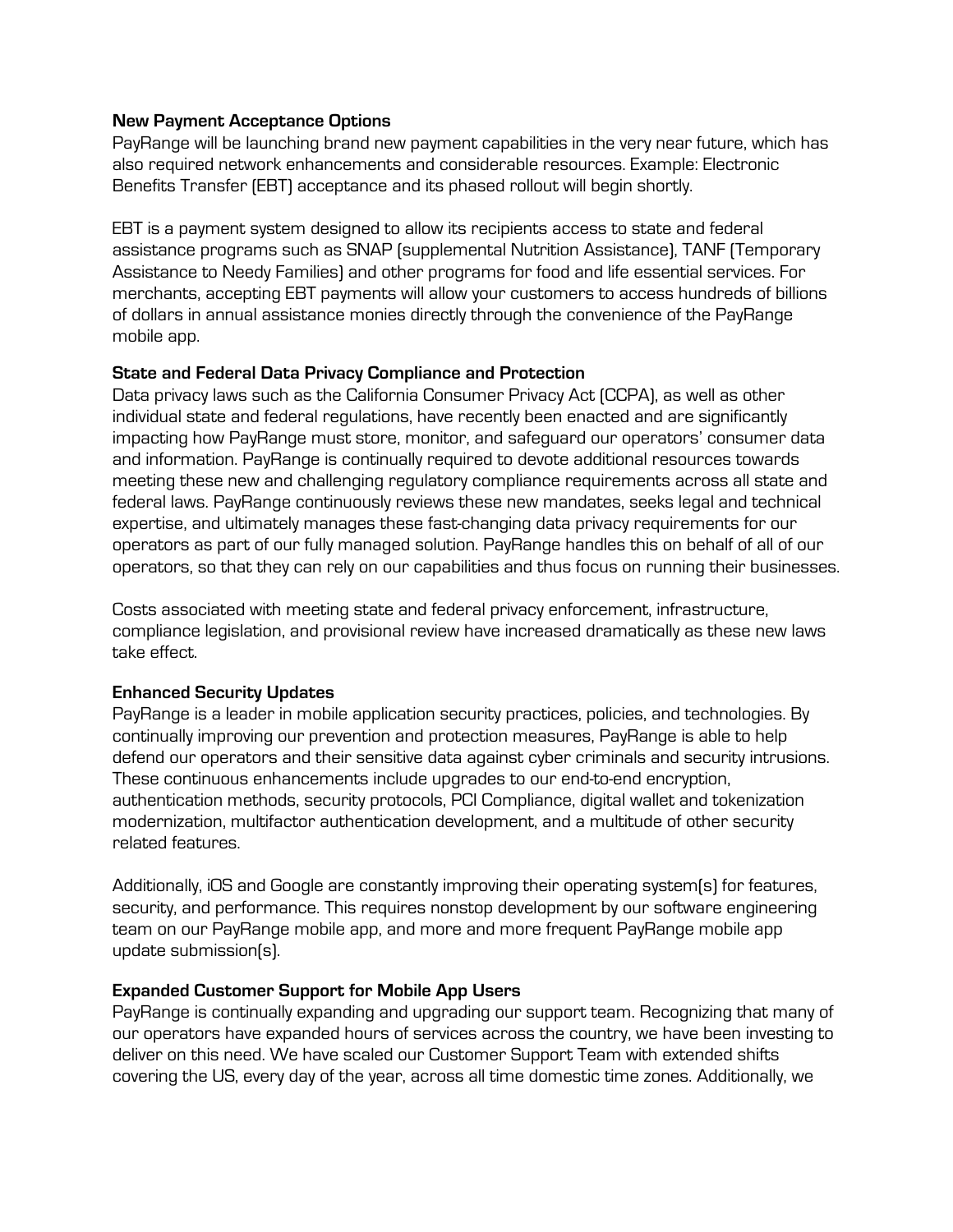**New Payment Acceptance Options**

PayRange will be launching brand new payment capabilities in the very near future, which has also required network enhancements and considerable resources. Example: Electronic Benefits Transfer (EBT) acceptance and its phased rollout will begin shortly.

EBT is a payment system designed to allow its recipients access to state and federal assistance programs such as SNAP (supplemental Nutrition Assistance), TANF (Temporary Assistance to Needy Families) and other programs for food and life essential services. For merchants, accepting EBT payments will allow your customers to access hundreds of billions of dollars in annual assistance monies directly through the convenience of the PayRange mobile app.

**State and Federal Data Privacy Compliance and Protection**

Data privacy laws such as the California Consumer Privacy Act (CCPA), as well as other individual state and federal regulations, have recently been enacted and are significantly impacting how PayRange must store, monitor, and safeguard our operators' consumer data and information. PayRange is continually required to devote additional resources towards meeting these new and challenging regulatory compliance requirements across all state and federal laws. PayRange continuously reviews these new mandates, seeks legal and technical expertise, and ultimately manages these fast-changing data privacy requirements for our operators as part of our fully managed solution. PayRange handles this on behalf of all of our operators, so that they can rely on our capabilities and thus focus on running their businesses.

Costs associated with meeting state and federal privacy enforcement, infrastructure, compliance legislation, and provisional review have increased dramatically as these new laws take effect.

**Enhanced Security Updates**

PayRange is a leader in mobile application security practices, policies, and technologies. By continually improving our prevention and protection measures, PayRange is able to help defend our operators and their sensitive data against cyber criminals and security intrusions. These continuous enhancements include upgrades to our end-to-end encryption, authentication methods, security protocols, PCI Compliance, digital wallet and tokenization modernization, multifactor authentication development, and a multitude of other security related features.

Additionally, iOS and Google are constantly improving their operating system(s) for features, security, and performance. This requires nonstop development by our software engineering team on our PayRange mobile app, and more and more frequent PayRange mobile app update submission(s).

**Expanded Customer Support for Mobile App Users**

PayRange is continually expanding and upgrading our support team. Recognizing that many of our operators have expanded hours of services across the country, we have been investing to deliver on this need. We have scaled our Customer Support Team with extended shifts covering the US, every day of the year, across all time domestic time zones. Additionally, we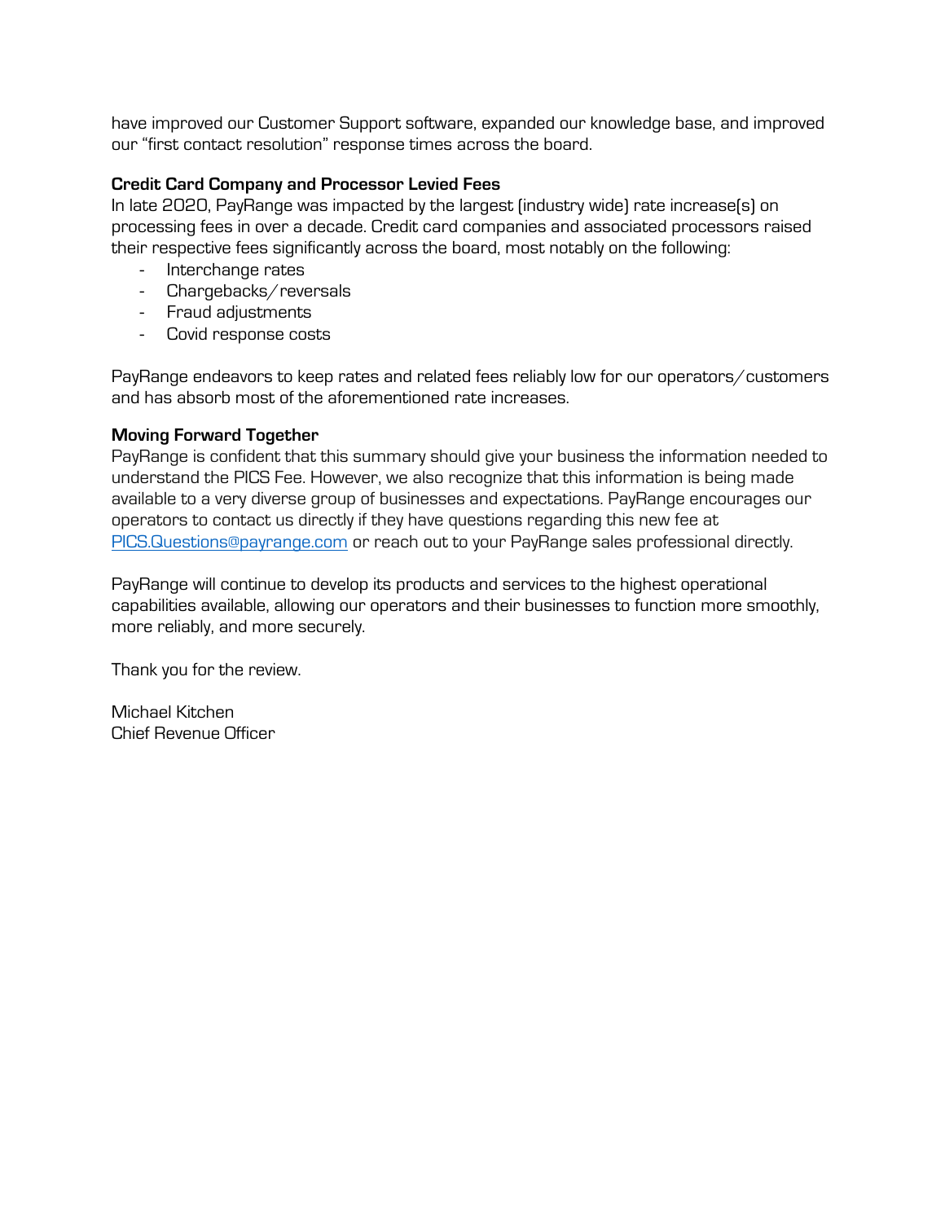have improved our Customer Support software, expanded our knowledge base, and improved our "first contact resolution" response times across the board.

**Credit Card Company and Processor Levied Fees**
In late 2020, PayRange was impacted by the largest (industry wide) rate increase(s) on processing fees in over a decade. Credit card companies and associated processors raised their respective fees significantly across the board, most notably on the following:

- Interchange rates
- Chargebacks/reversals
- Fraud adjustments
- Covid response costs

PayRange endeavors to keep rates and related fees reliably low for our operators/customers and has absorb most of the aforementioned rate increases.

**Moving Forward Together**
PayRange is confident that this summary should give your business the information needed to understand the PICS Fee. However, we also recognize that this information is being made available to a very diverse group of businesses and expectations. PayRange encourages our operators to contact us directly if they have questions regarding this new fee at PICS.Questions@payrange.com or reach out to your PayRange sales professional directly.

PayRange will continue to develop its products and services to the highest operational capabilities available, allowing our operators and their businesses to function more smoothly, more reliably, and more securely.

Thank you for the review.

Michael Kitchen
Chief Revenue Officer